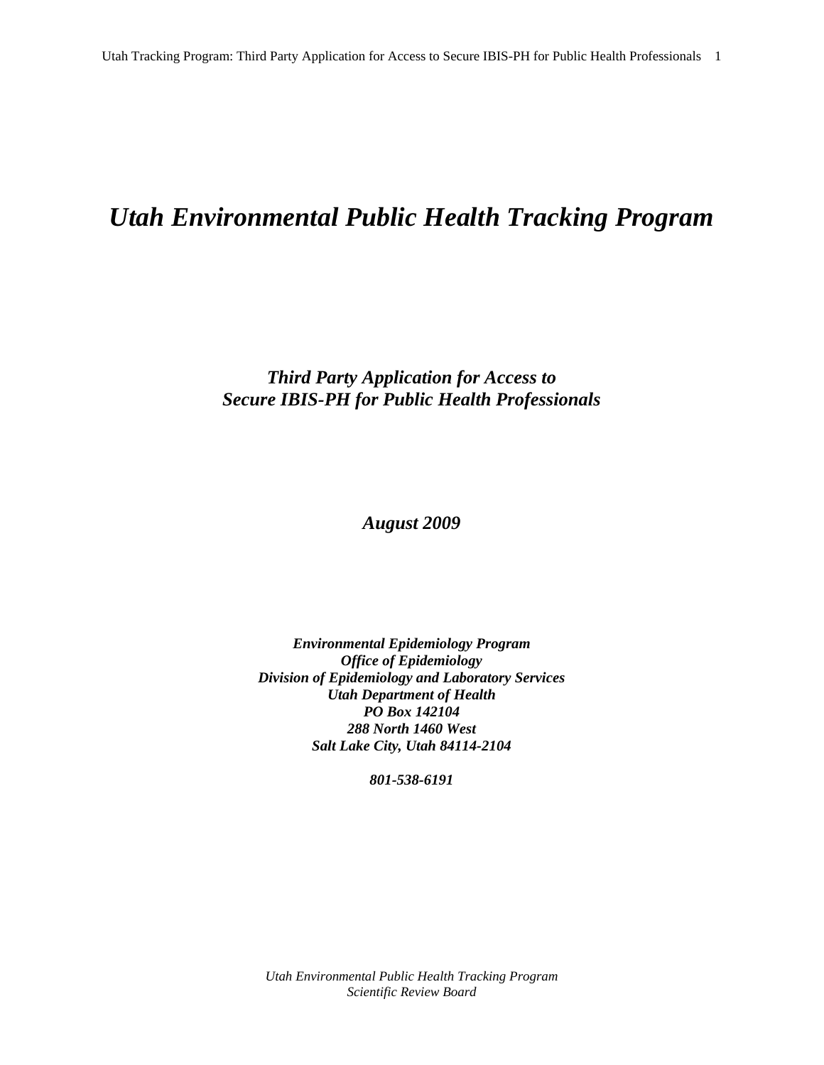# *Utah Environmental Public Health Tracking Program*

## *Third Party Application for Access to Secure IBIS-PH for Public Health Professionals*

***August 2009***

***Environmental Epidemiology Program***
***Office of Epidemiology***
***Division of Epidemiology and Laboratory Services***
***Utah Department of Health***
***PO Box 142104***
***288 North 1460 West***
***Salt Lake City, Utah 84114-2104***

***801-538-6191***

*Utah Environmental Public Health Tracking Program*
*Scientific Review Board*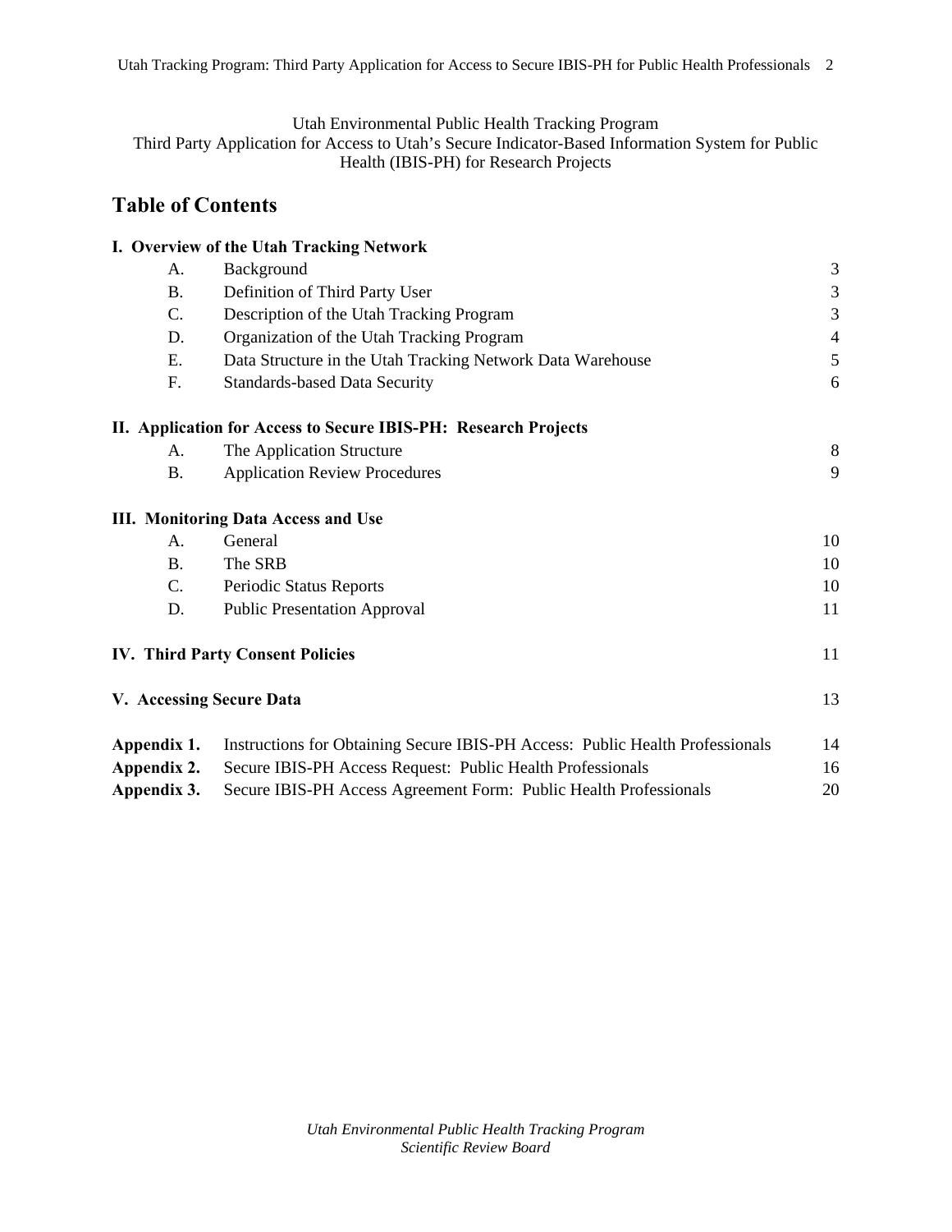Utah Environmental Public Health Tracking Program
Third Party Application for Access to Utah's Secure Indicator-Based Information System for Public Health (IBIS-PH) for Research Projects

# Table of Contents

| | | |
|---|---|---|
| **I. Overview of the Utah Tracking Network** | | |
| A. | Background | 3 |
| B. | Definition of Third Party User | 3 |
| C. | Description of the Utah Tracking Program | 3 |
| D. | Organization of the Utah Tracking Program | 4 |
| E. | Data Structure in the Utah Tracking Network Data Warehouse | 5 |
| F. | Standards-based Data Security | 6 |
| **II. Application for Access to Secure IBIS-PH: Research Projects** | | |
| A. | The Application Structure | 8 |
| B. | Application Review Procedures | 9 |
| **III. Monitoring Data Access and Use** | | |
| A. | General | 10 |
| B. | The SRB | 10 |
| C. | Periodic Status Reports | 10 |
| D. | Public Presentation Approval | 11 |
| **IV. Third Party Consent Policies** | | 11 |
| **V. Accessing Secure Data** | | 13 |
| **Appendix 1.** | Instructions for Obtaining Secure IBIS-PH Access: Public Health Professionals | 14 |
| **Appendix 2.** | Secure IBIS-PH Access Request: Public Health Professionals | 16 |
| **Appendix 3.** | Secure IBIS-PH Access Agreement Form: Public Health Professionals | 20 |

*Utah Environmental Public Health Tracking Program*
*Scientific Review Board*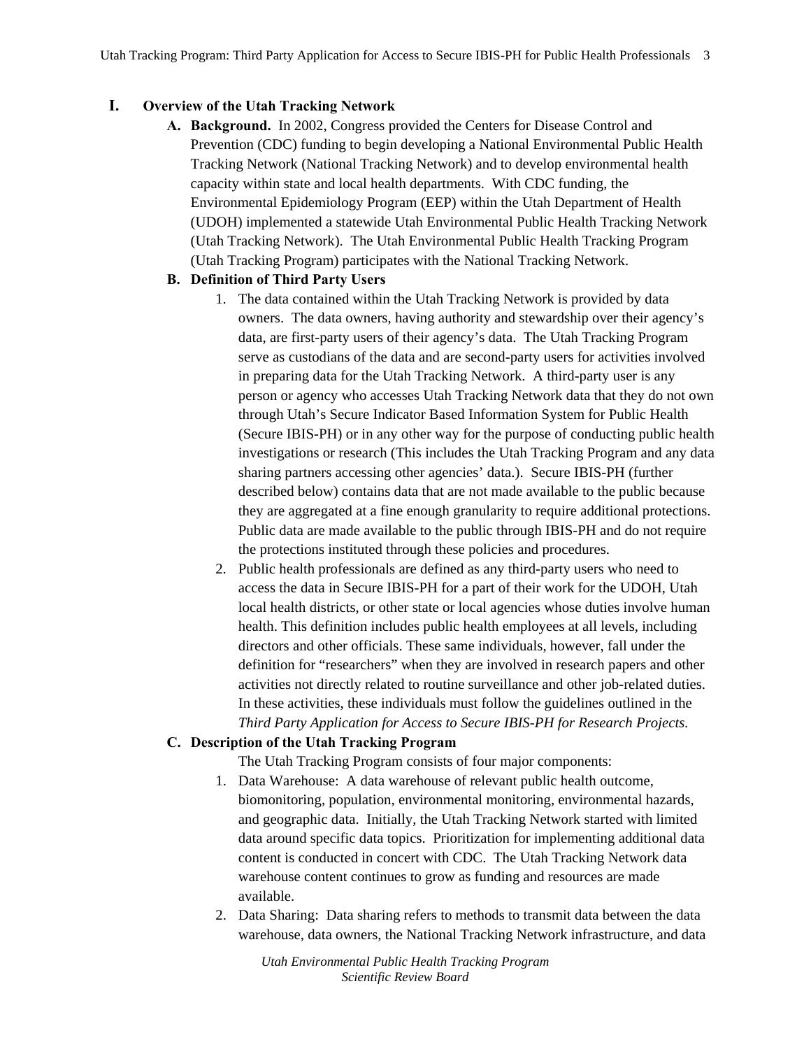# I. Overview of the Utah Tracking Network

**A. Background.** In 2002, Congress provided the Centers for Disease Control and Prevention (CDC) funding to begin developing a National Environmental Public Health Tracking Network (National Tracking Network) and to develop environmental health capacity within state and local health departments. With CDC funding, the Environmental Epidemiology Program (EEP) within the Utah Department of Health (UDOH) implemented a statewide Utah Environmental Public Health Tracking Network (Utah Tracking Network). The Utah Environmental Public Health Tracking Program (Utah Tracking Program) participates with the National Tracking Network.

**B. Definition of Third Party Users**

1. The data contained within the Utah Tracking Network is provided by data owners. The data owners, having authority and stewardship over their agency's data, are first-party users of their agency's data. The Utah Tracking Program serve as custodians of the data and are second-party users for activities involved in preparing data for the Utah Tracking Network. A third-party user is any person or agency who accesses Utah Tracking Network data that they do not own through Utah's Secure Indicator Based Information System for Public Health (Secure IBIS-PH) or in any other way for the purpose of conducting public health investigations or research (This includes the Utah Tracking Program and any data sharing partners accessing other agencies' data.). Secure IBIS-PH (further described below) contains data that are not made available to the public because they are aggregated at a fine enough granularity to require additional protections. Public data are made available to the public through IBIS-PH and do not require the protections instituted through these policies and procedures.
2. Public health professionals are defined as any third-party users who need to access the data in Secure IBIS-PH for a part of their work for the UDOH, Utah local health districts, or other state or local agencies whose duties involve human health. This definition includes public health employees at all levels, including directors and other officials. These same individuals, however, fall under the definition for "researchers" when they are involved in research papers and other activities not directly related to routine surveillance and other job-related duties. In these activities, these individuals must follow the guidelines outlined in the *Third Party Application for Access to Secure IBIS-PH for Research Projects.*

**C. Description of the Utah Tracking Program**

The Utah Tracking Program consists of four major components:

1. Data Warehouse: A data warehouse of relevant public health outcome, biomonitoring, population, environmental monitoring, environmental hazards, and geographic data. Initially, the Utah Tracking Network started with limited data around specific data topics. Prioritization for implementing additional data content is conducted in concert with CDC. The Utah Tracking Network data warehouse content continues to grow as funding and resources are made available.
2. Data Sharing: Data sharing refers to methods to transmit data between the data warehouse, data owners, the National Tracking Network infrastructure, and data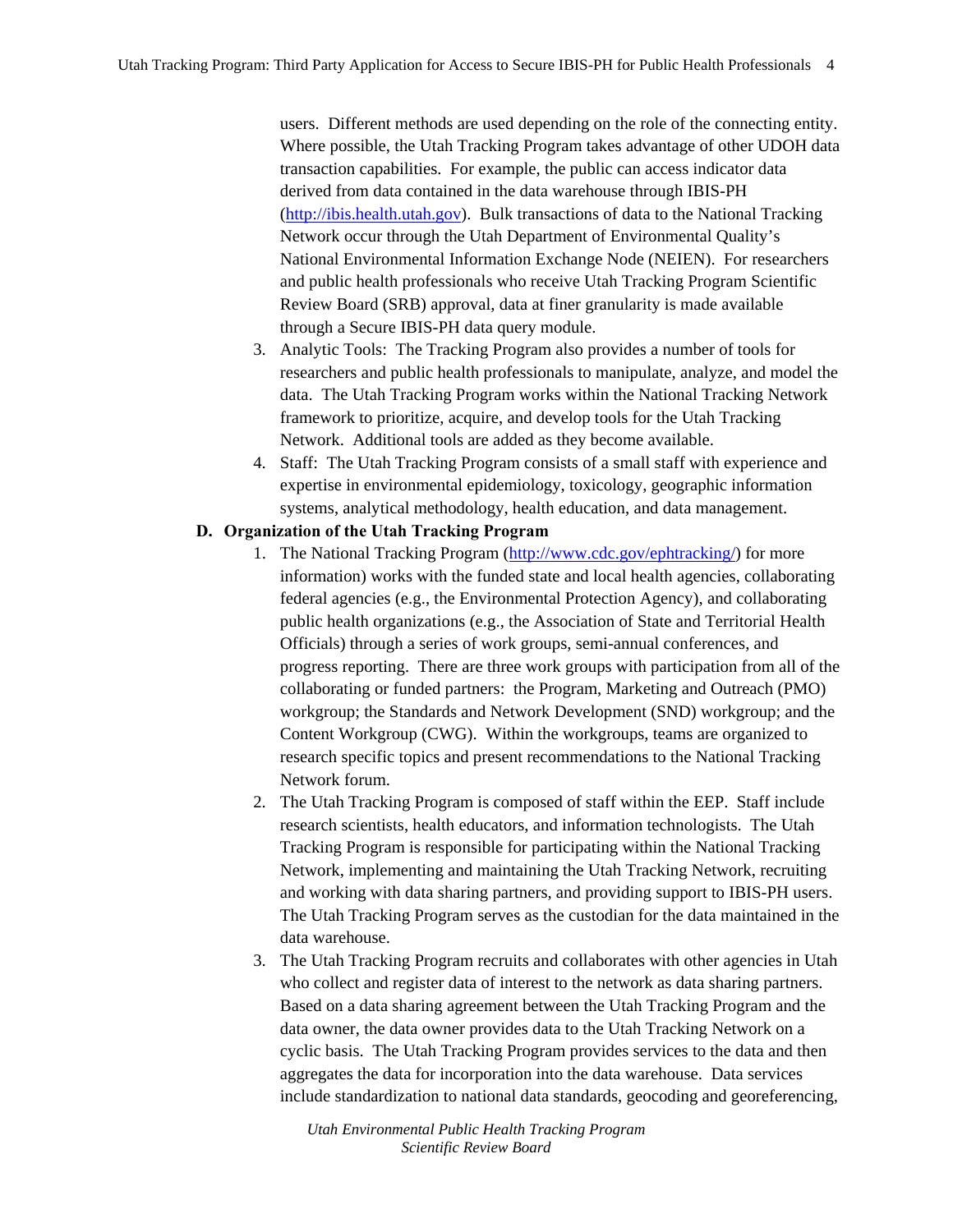users. Different methods are used depending on the role of the connecting entity. Where possible, the Utah Tracking Program takes advantage of other UDOH data transaction capabilities. For example, the public can access indicator data derived from data contained in the data warehouse through IBIS-PH (http://ibis.health.utah.gov). Bulk transactions of data to the National Tracking Network occur through the Utah Department of Environmental Quality's National Environmental Information Exchange Node (NEIEN). For researchers and public health professionals who receive Utah Tracking Program Scientific Review Board (SRB) approval, data at finer granularity is made available through a Secure IBIS-PH data query module.

3. Analytic Tools: The Tracking Program also provides a number of tools for researchers and public health professionals to manipulate, analyze, and model the data. The Utah Tracking Program works within the National Tracking Network framework to prioritize, acquire, and develop tools for the Utah Tracking Network. Additional tools are added as they become available.
4. Staff: The Utah Tracking Program consists of a small staff with experience and expertise in environmental epidemiology, toxicology, geographic information systems, analytical methodology, health education, and data management.

### D. Organization of the Utah Tracking Program

1. The National Tracking Program (http://www.cdc.gov/ephtracking/) for more information) works with the funded state and local health agencies, collaborating federal agencies (e.g., the Environmental Protection Agency), and collaborating public health organizations (e.g., the Association of State and Territorial Health Officials) through a series of work groups, semi-annual conferences, and progress reporting. There are three work groups with participation from all of the collaborating or funded partners: the Program, Marketing and Outreach (PMO) workgroup; the Standards and Network Development (SND) workgroup; and the Content Workgroup (CWG). Within the workgroups, teams are organized to research specific topics and present recommendations to the National Tracking Network forum.
2. The Utah Tracking Program is composed of staff within the EEP. Staff include research scientists, health educators, and information technologists. The Utah Tracking Program is responsible for participating within the National Tracking Network, implementing and maintaining the Utah Tracking Network, recruiting and working with data sharing partners, and providing support to IBIS-PH users. The Utah Tracking Program serves as the custodian for the data maintained in the data warehouse.
3. The Utah Tracking Program recruits and collaborates with other agencies in Utah who collect and register data of interest to the network as data sharing partners. Based on a data sharing agreement between the Utah Tracking Program and the data owner, the data owner provides data to the Utah Tracking Network on a cyclic basis. The Utah Tracking Program provides services to the data and then aggregates the data for incorporation into the data warehouse. Data services include standardization to national data standards, geocoding and georeferencing,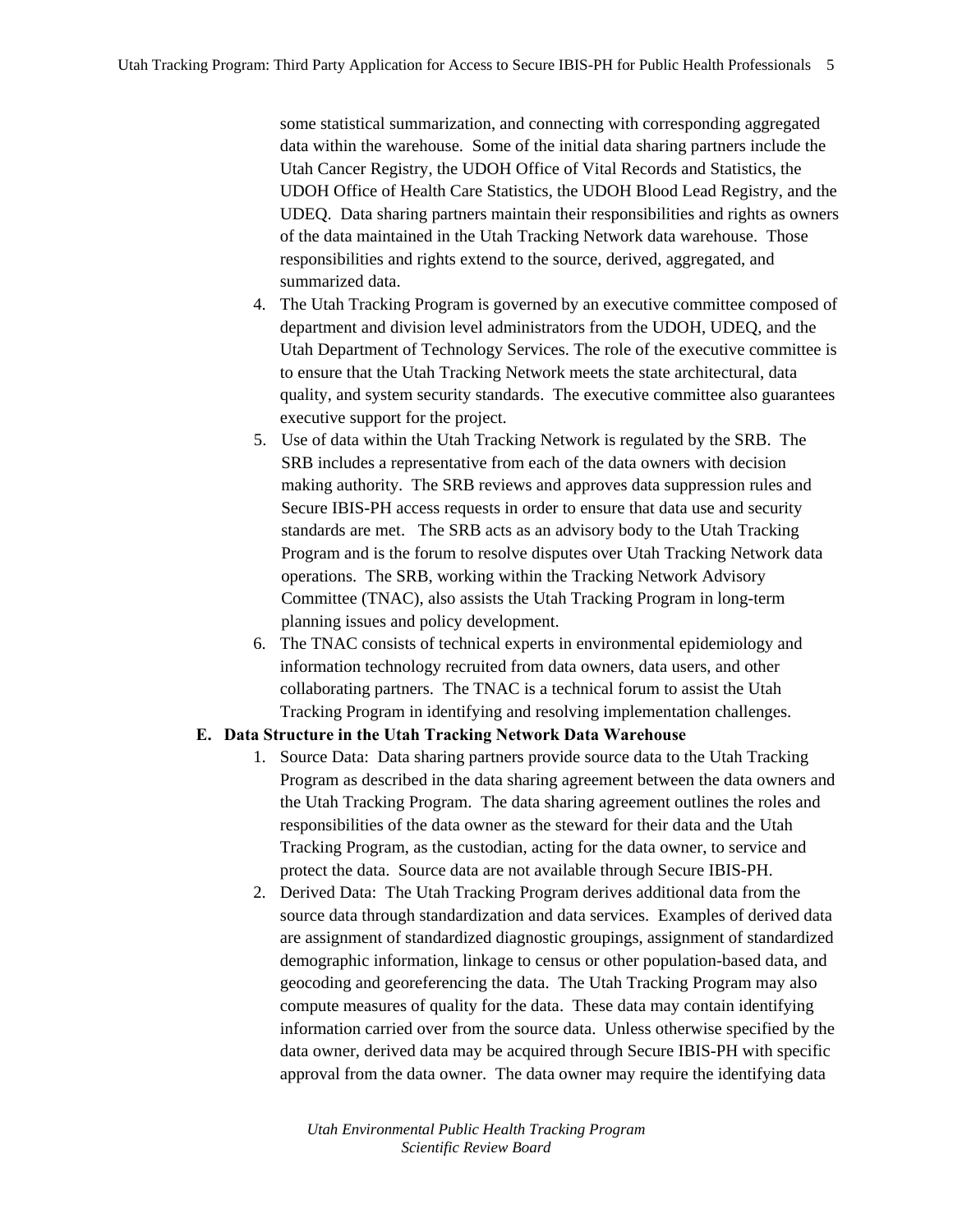some statistical summarization, and connecting with corresponding aggregated data within the warehouse. Some of the initial data sharing partners include the Utah Cancer Registry, the UDOH Office of Vital Records and Statistics, the UDOH Office of Health Care Statistics, the UDOH Blood Lead Registry, and the UDEQ. Data sharing partners maintain their responsibilities and rights as owners of the data maintained in the Utah Tracking Network data warehouse. Those responsibilities and rights extend to the source, derived, aggregated, and summarized data.

4. The Utah Tracking Program is governed by an executive committee composed of department and division level administrators from the UDOH, UDEQ, and the Utah Department of Technology Services. The role of the executive committee is to ensure that the Utah Tracking Network meets the state architectural, data quality, and system security standards. The executive committee also guarantees executive support for the project.
5. Use of data within the Utah Tracking Network is regulated by the SRB. The SRB includes a representative from each of the data owners with decision making authority. The SRB reviews and approves data suppression rules and Secure IBIS-PH access requests in order to ensure that data use and security standards are met. The SRB acts as an advisory body to the Utah Tracking Program and is the forum to resolve disputes over Utah Tracking Network data operations. The SRB, working within the Tracking Network Advisory Committee (TNAC), also assists the Utah Tracking Program in long-term planning issues and policy development.
6. The TNAC consists of technical experts in environmental epidemiology and information technology recruited from data owners, data users, and other collaborating partners. The TNAC is a technical forum to assist the Utah Tracking Program in identifying and resolving implementation challenges.

**E. Data Structure in the Utah Tracking Network Data Warehouse**

1. Source Data: Data sharing partners provide source data to the Utah Tracking Program as described in the data sharing agreement between the data owners and the Utah Tracking Program. The data sharing agreement outlines the roles and responsibilities of the data owner as the steward for their data and the Utah Tracking Program, as the custodian, acting for the data owner, to service and protect the data. Source data are not available through Secure IBIS-PH.
2. Derived Data: The Utah Tracking Program derives additional data from the source data through standardization and data services. Examples of derived data are assignment of standardized diagnostic groupings, assignment of standardized demographic information, linkage to census or other population-based data, and geocoding and georeferencing the data. The Utah Tracking Program may also compute measures of quality for the data. These data may contain identifying information carried over from the source data. Unless otherwise specified by the data owner, derived data may be acquired through Secure IBIS-PH with specific approval from the data owner. The data owner may require the identifying data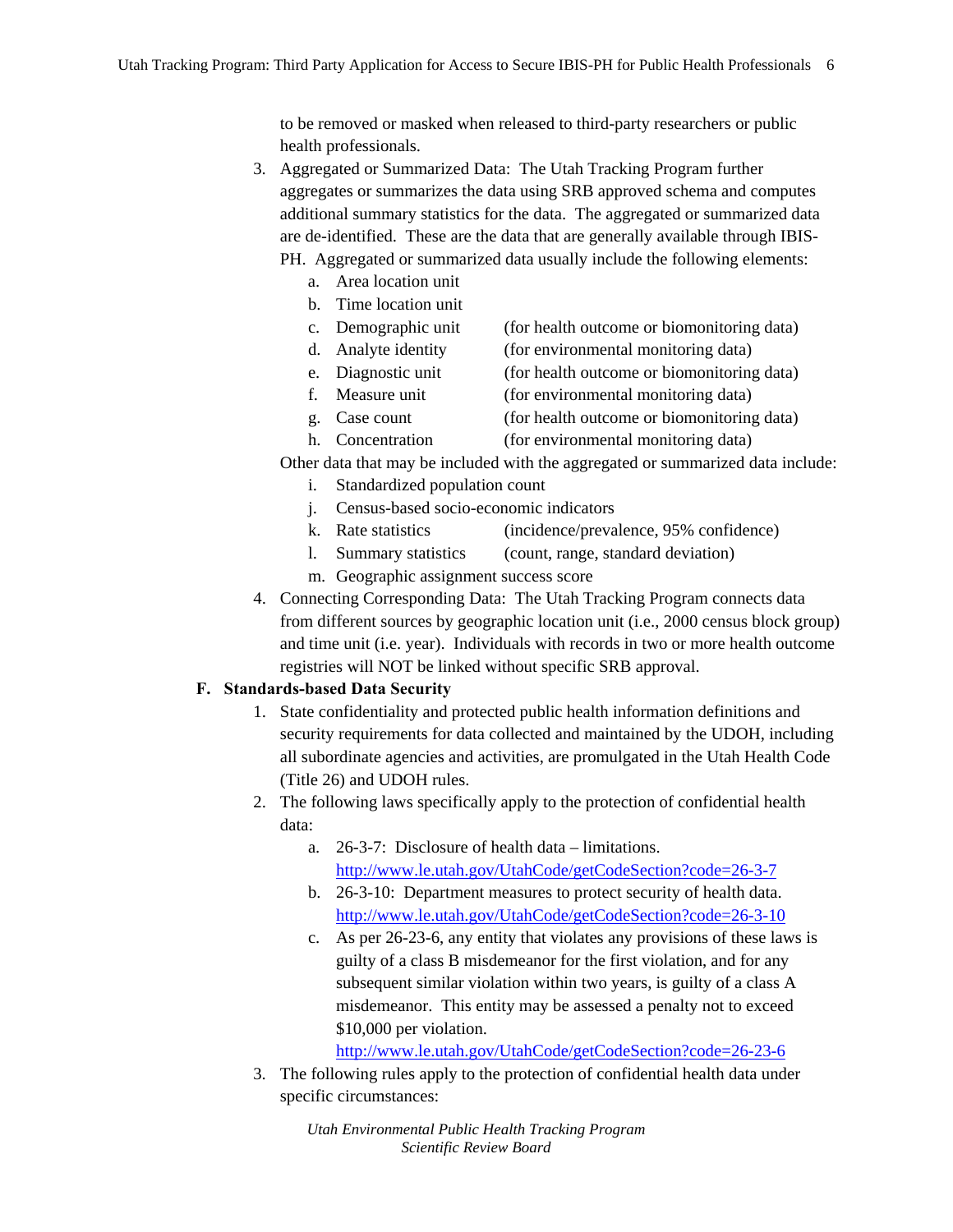to be removed or masked when released to third-party researchers or public health professionals.

3. Aggregated or Summarized Data: The Utah Tracking Program further aggregates or summarizes the data using SRB approved schema and computes additional summary statistics for the data. The aggregated or summarized data are de-identified. These are the data that are generally available through IBIS-PH. Aggregated or summarized data usually include the following elements:
   a. Area location unit
   b. Time location unit
   c. Demographic unit (for health outcome or biomonitoring data)
   d. Analyte identity (for environmental monitoring data)
   e. Diagnostic unit (for health outcome or biomonitoring data)
   f. Measure unit (for environmental monitoring data)
   g. Case count (for health outcome or biomonitoring data)
   h. Concentration (for environmental monitoring data)

   Other data that may be included with the aggregated or summarized data include:
   i. Standardized population count
   j. Census-based socio-economic indicators
   k. Rate statistics (incidence/prevalence, 95% confidence)
   l. Summary statistics (count, range, standard deviation)
   m. Geographic assignment success score
4. Connecting Corresponding Data: The Utah Tracking Program connects data from different sources by geographic location unit (i.e., 2000 census block group) and time unit (i.e. year). Individuals with records in two or more health outcome registries will NOT be linked without specific SRB approval.

**F. Standards-based Data Security**

1. State confidentiality and protected public health information definitions and security requirements for data collected and maintained by the UDOH, including all subordinate agencies and activities, are promulgated in the Utah Health Code (Title 26) and UDOH rules.
2. The following laws specifically apply to the protection of confidential health data:
   a. 26-3-7: Disclosure of health data – limitations. http://www.le.utah.gov/UtahCode/getCodeSection?code=26-3-7
   b. 26-3-10: Department measures to protect security of health data. http://www.le.utah.gov/UtahCode/getCodeSection?code=26-3-10
   c. As per 26-23-6, any entity that violates any provisions of these laws is guilty of a class B misdemeanor for the first violation, and for any subsequent similar violation within two years, is guilty of a class A misdemeanor. This entity may be assessed a penalty not to exceed $10,000 per violation. http://www.le.utah.gov/UtahCode/getCodeSection?code=26-23-6
3. The following rules apply to the protection of confidential health data under specific circumstances: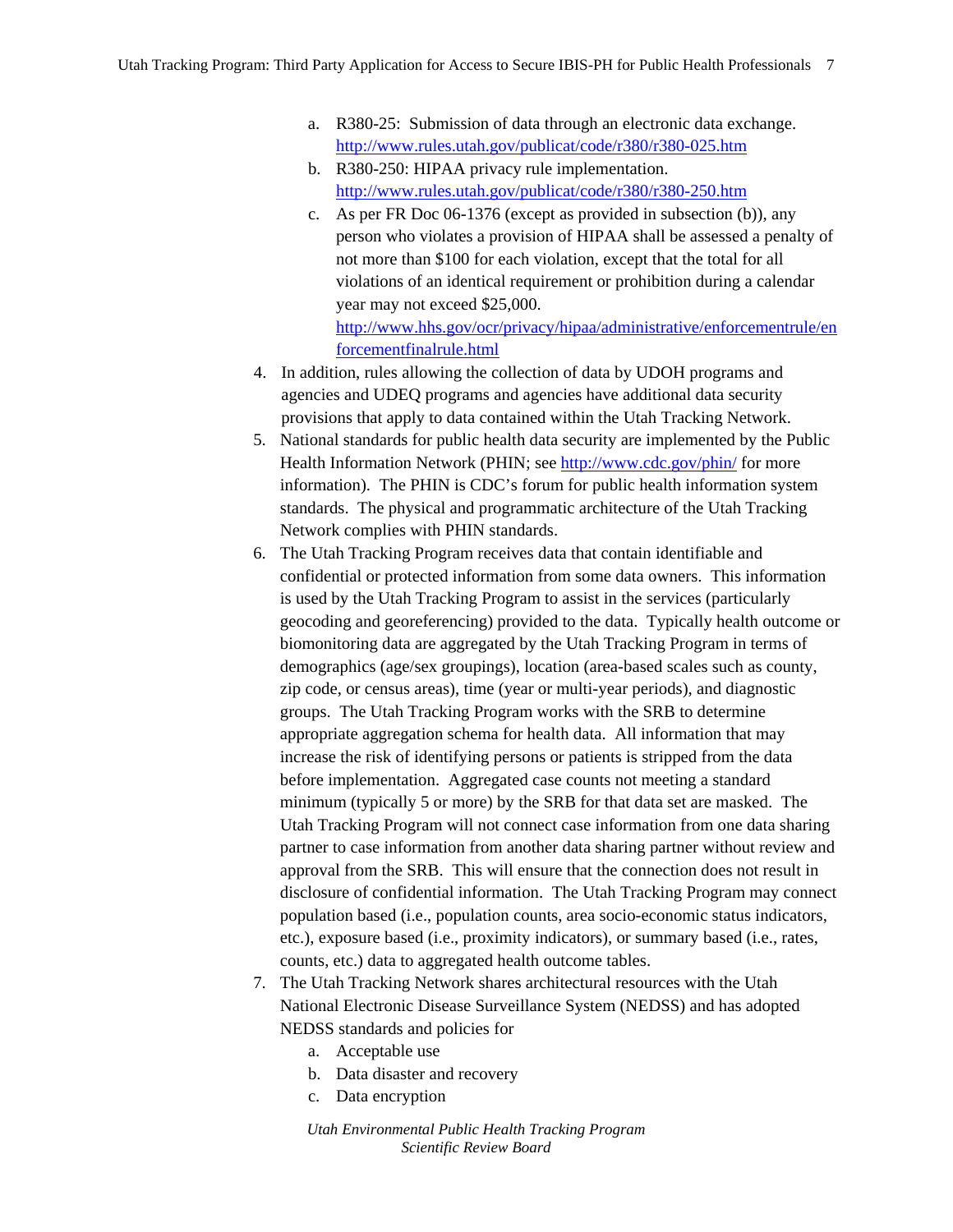a. R380-25: Submission of data through an electronic data exchange. http://www.rules.utah.gov/publicat/code/r380/r380-025.htm
   b. R380-250: HIPAA privacy rule implementation. http://www.rules.utah.gov/publicat/code/r380/r380-250.htm
   c. As per FR Doc 06-1376 (except as provided in subsection (b)), any person who violates a provision of HIPAA shall be assessed a penalty of not more than $100 for each violation, except that the total for all violations of an identical requirement or prohibition during a calendar year may not exceed $25,000. http://www.hhs.gov/ocr/privacy/hipaa/administrative/enforcementrule/enforcementfinalrule.html

4. In addition, rules allowing the collection of data by UDOH programs and agencies and UDEQ programs and agencies have additional data security provisions that apply to data contained within the Utah Tracking Network.
5. National standards for public health data security are implemented by the Public Health Information Network (PHIN; see http://www.cdc.gov/phin/ for more information). The PHIN is CDC's forum for public health information system standards. The physical and programmatic architecture of the Utah Tracking Network complies with PHIN standards.
6. The Utah Tracking Program receives data that contain identifiable and confidential or protected information from some data owners. This information is used by the Utah Tracking Program to assist in the services (particularly geocoding and georeferencing) provided to the data. Typically health outcome or biomonitoring data are aggregated by the Utah Tracking Program in terms of demographics (age/sex groupings), location (area-based scales such as county, zip code, or census areas), time (year or multi-year periods), and diagnostic groups. The Utah Tracking Program works with the SRB to determine appropriate aggregation schema for health data. All information that may increase the risk of identifying persons or patients is stripped from the data before implementation. Aggregated case counts not meeting a standard minimum (typically 5 or more) by the SRB for that data set are masked. The Utah Tracking Program will not connect case information from one data sharing partner to case information from another data sharing partner without review and approval from the SRB. This will ensure that the connection does not result in disclosure of confidential information. The Utah Tracking Program may connect population based (i.e., population counts, area socio-economic status indicators, etc.), exposure based (i.e., proximity indicators), or summary based (i.e., rates, counts, etc.) data to aggregated health outcome tables.
7. The Utah Tracking Network shares architectural resources with the Utah National Electronic Disease Surveillance System (NEDSS) and has adopted NEDSS standards and policies for
   a. Acceptable use
   b. Data disaster and recovery
   c. Data encryption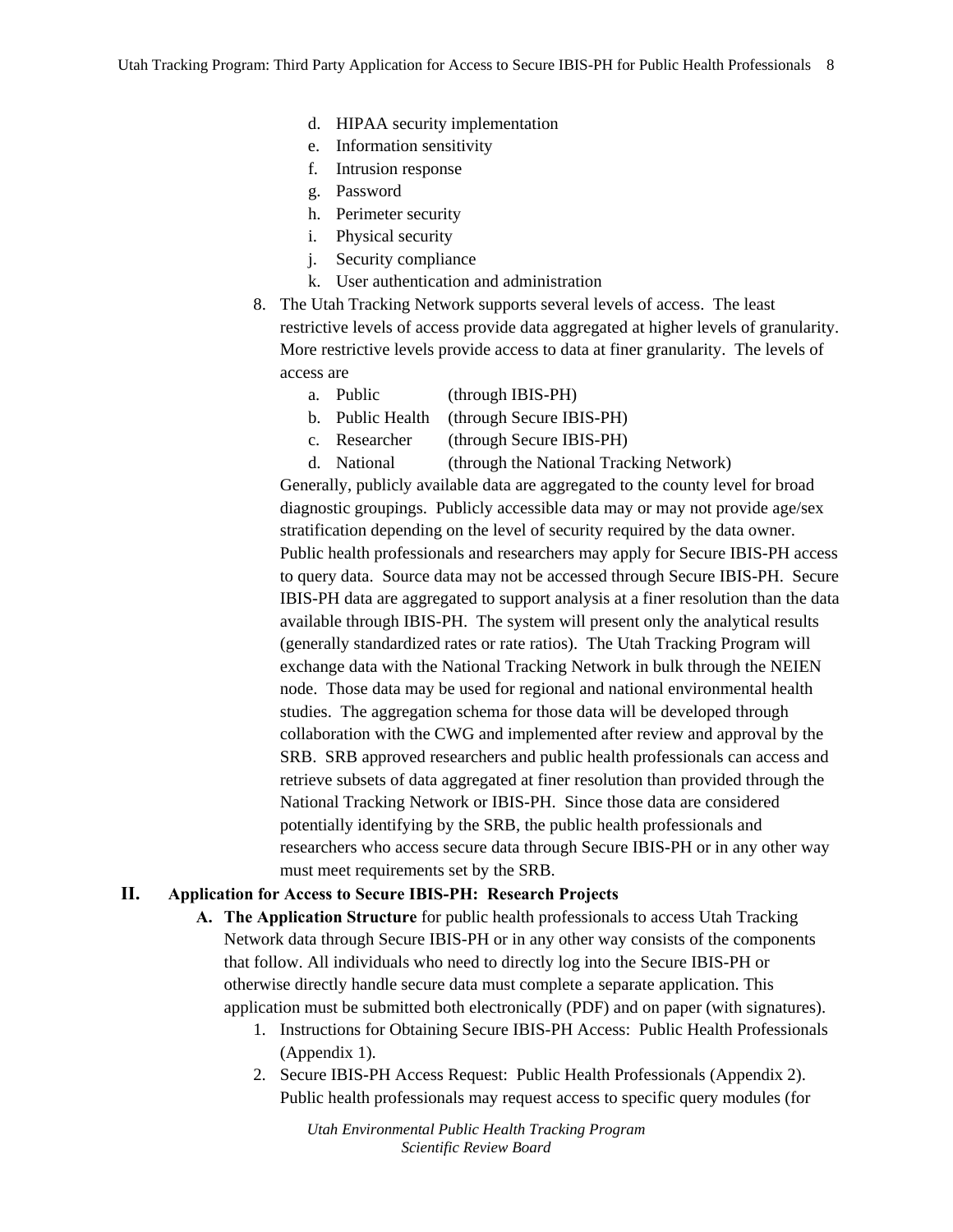d. HIPAA security implementation
   e. Information sensitivity
   f. Intrusion response
   g. Password
   h. Perimeter security
   i. Physical security
   j. Security compliance
   k. User authentication and administration

8. The Utah Tracking Network supports several levels of access. The least restrictive levels of access provide data aggregated at higher levels of granularity. More restrictive levels provide access to data at finer granularity. The levels of access are
   a. Public (through IBIS-PH)
   b. Public Health (through Secure IBIS-PH)
   c. Researcher (through Secure IBIS-PH)
   d. National (through the National Tracking Network)

   Generally, publicly available data are aggregated to the county level for broad diagnostic groupings. Publicly accessible data may or may not provide age/sex stratification depending on the level of security required by the data owner. Public health professionals and researchers may apply for Secure IBIS-PH access to query data. Source data may not be accessed through Secure IBIS-PH. Secure IBIS-PH data are aggregated to support analysis at a finer resolution than the data available through IBIS-PH. The system will present only the analytical results (generally standardized rates or rate ratios). The Utah Tracking Program will exchange data with the National Tracking Network in bulk through the NEIEN node. Those data may be used for regional and national environmental health studies. The aggregation schema for those data will be developed through collaboration with the CWG and implemented after review and approval by the SRB. SRB approved researchers and public health professionals can access and retrieve subsets of data aggregated at finer resolution than provided through the National Tracking Network or IBIS-PH. Since those data are considered potentially identifying by the SRB, the public health professionals and researchers who access secure data through Secure IBIS-PH or in any other way must meet requirements set by the SRB.

## II. Application for Access to Secure IBIS-PH: Research Projects

**A. The Application Structure** for public health professionals to access Utah Tracking Network data through Secure IBIS-PH or in any other way consists of the components that follow. All individuals who need to directly log into the Secure IBIS-PH or otherwise directly handle secure data must complete a separate application. This application must be submitted both electronically (PDF) and on paper (with signatures).

1. Instructions for Obtaining Secure IBIS-PH Access: Public Health Professionals (Appendix 1).
2. Secure IBIS-PH Access Request: Public Health Professionals (Appendix 2). Public health professionals may request access to specific query modules (for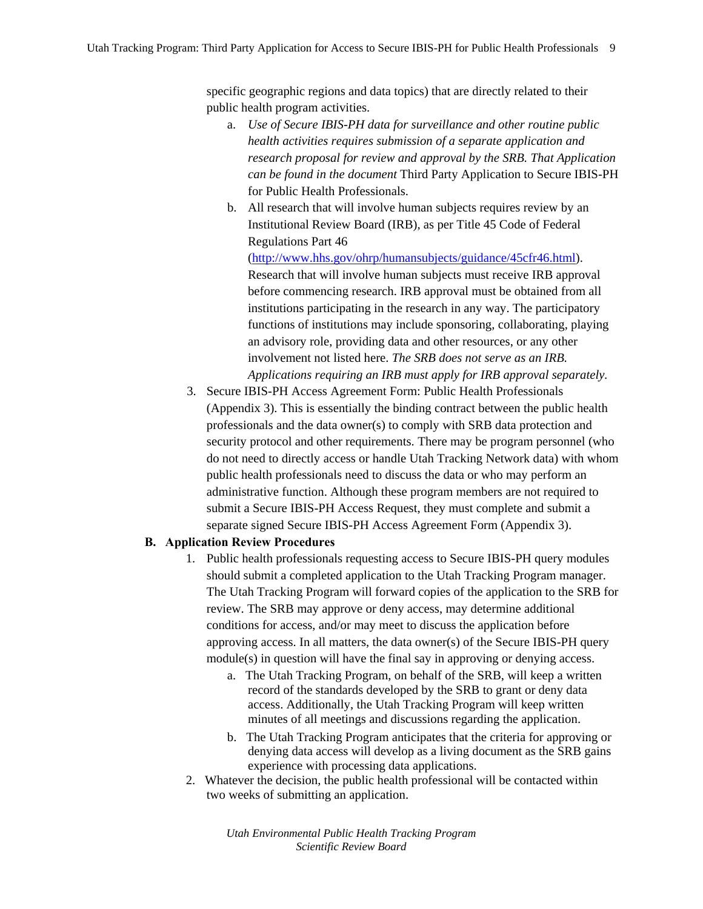specific geographic regions and data topics) that are directly related to their public health program activities.

   a. *Use of Secure IBIS-PH data for surveillance and other routine public health activities requires submission of a separate application and research proposal for review and approval by the SRB. That Application can be found in the document* Third Party Application to Secure IBIS-PH for Public Health Professionals.
   b. All research that will involve human subjects requires review by an Institutional Review Board (IRB), as per Title 45 Code of Federal Regulations Part 46 (http://www.hhs.gov/ohrp/humansubjects/guidance/45cfr46.html). Research that will involve human subjects must receive IRB approval before commencing research. IRB approval must be obtained from all institutions participating in the research in any way. The participatory functions of institutions may include sponsoring, collaborating, playing an advisory role, providing data and other resources, or any other involvement not listed here. *The SRB does not serve as an IRB. Applications requiring an IRB must apply for IRB approval separately.*

3. Secure IBIS-PH Access Agreement Form: Public Health Professionals (Appendix 3). This is essentially the binding contract between the public health professionals and the data owner(s) to comply with SRB data protection and security protocol and other requirements. There may be program personnel (who do not need to directly access or handle Utah Tracking Network data) with whom public health professionals need to discuss the data or who may perform an administrative function. Although these program members are not required to submit a Secure IBIS-PH Access Request, they must complete and submit a separate signed Secure IBIS-PH Access Agreement Form (Appendix 3).

**B. Application Review Procedures**

1. Public health professionals requesting access to Secure IBIS-PH query modules should submit a completed application to the Utah Tracking Program manager. The Utah Tracking Program will forward copies of the application to the SRB for review. The SRB may approve or deny access, may determine additional conditions for access, and/or may meet to discuss the application before approving access. In all matters, the data owner(s) of the Secure IBIS-PH query module(s) in question will have the final say in approving or denying access.
   a. The Utah Tracking Program, on behalf of the SRB, will keep a written record of the standards developed by the SRB to grant or deny data access. Additionally, the Utah Tracking Program will keep written minutes of all meetings and discussions regarding the application.
   b. The Utah Tracking Program anticipates that the criteria for approving or denying data access will develop as a living document as the SRB gains experience with processing data applications.
2. Whatever the decision, the public health professional will be contacted within two weeks of submitting an application.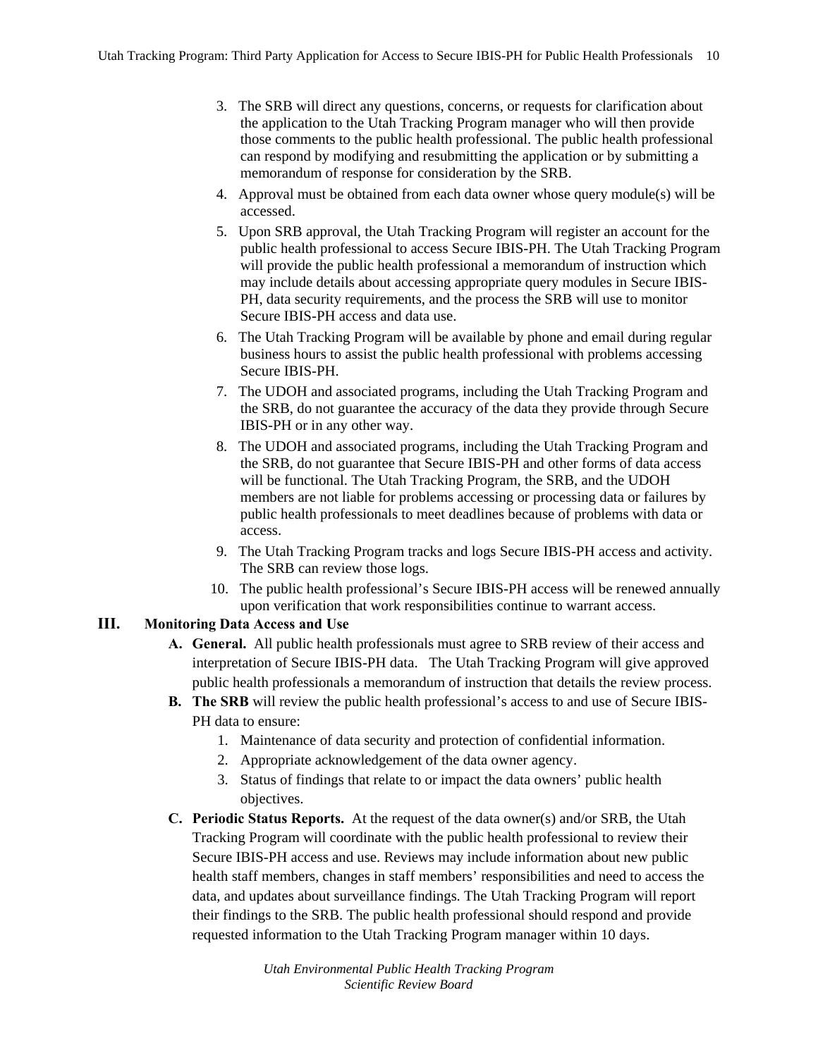3. The SRB will direct any questions, concerns, or requests for clarification about the application to the Utah Tracking Program manager who will then provide those comments to the public health professional. The public health professional can respond by modifying and resubmitting the application or by submitting a memorandum of response for consideration by the SRB.
4. Approval must be obtained from each data owner whose query module(s) will be accessed.
5. Upon SRB approval, the Utah Tracking Program will register an account for the public health professional to access Secure IBIS-PH. The Utah Tracking Program will provide the public health professional a memorandum of instruction which may include details about accessing appropriate query modules in Secure IBIS-PH, data security requirements, and the process the SRB will use to monitor Secure IBIS-PH access and data use.
6. The Utah Tracking Program will be available by phone and email during regular business hours to assist the public health professional with problems accessing Secure IBIS-PH.
7. The UDOH and associated programs, including the Utah Tracking Program and the SRB, do not guarantee the accuracy of the data they provide through Secure IBIS-PH or in any other way.
8. The UDOH and associated programs, including the Utah Tracking Program and the SRB, do not guarantee that Secure IBIS-PH and other forms of data access will be functional. The Utah Tracking Program, the SRB, and the UDOH members are not liable for problems accessing or processing data or failures by public health professionals to meet deadlines because of problems with data or access.
9. The Utah Tracking Program tracks and logs Secure IBIS-PH access and activity. The SRB can review those logs.
10. The public health professional's Secure IBIS-PH access will be renewed annually upon verification that work responsibilities continue to warrant access.

## III. Monitoring Data Access and Use

**A. General.** All public health professionals must agree to SRB review of their access and interpretation of Secure IBIS-PH data. The Utah Tracking Program will give approved public health professionals a memorandum of instruction that details the review process.

**B. The SRB** will review the public health professional's access to and use of Secure IBIS-PH data to ensure:

1. Maintenance of data security and protection of confidential information.
2. Appropriate acknowledgement of the data owner agency.
3. Status of findings that relate to or impact the data owners' public health objectives.

**C. Periodic Status Reports.** At the request of the data owner(s) and/or SRB, the Utah Tracking Program will coordinate with the public health professional to review their Secure IBIS-PH access and use. Reviews may include information about new public health staff members, changes in staff members' responsibilities and need to access the data, and updates about surveillance findings. The Utah Tracking Program will report their findings to the SRB. The public health professional should respond and provide requested information to the Utah Tracking Program manager within 10 days.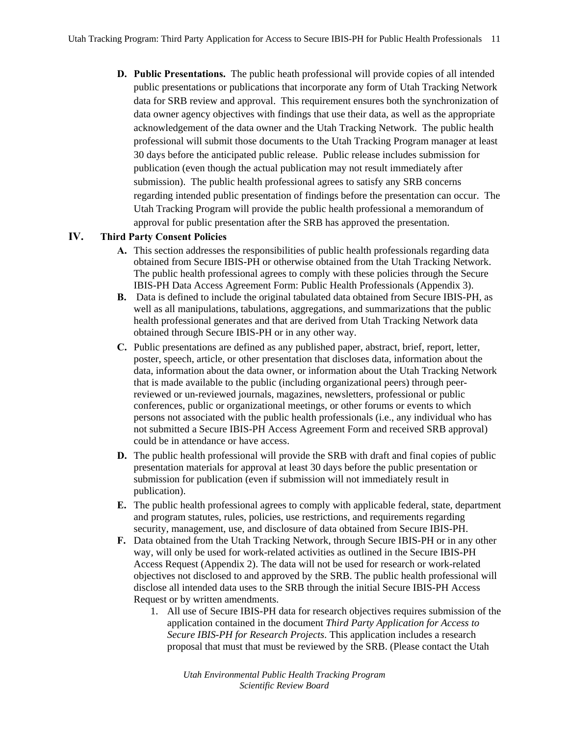**D. Public Presentations.** The public heath professional will provide copies of all intended public presentations or publications that incorporate any form of Utah Tracking Network data for SRB review and approval. This requirement ensures both the synchronization of data owner agency objectives with findings that use their data, as well as the appropriate acknowledgement of the data owner and the Utah Tracking Network. The public health professional will submit those documents to the Utah Tracking Program manager at least 30 days before the anticipated public release. Public release includes submission for publication (even though the actual publication may not result immediately after submission). The public health professional agrees to satisfy any SRB concerns regarding intended public presentation of findings before the presentation can occur. The Utah Tracking Program will provide the public health professional a memorandum of approval for public presentation after the SRB has approved the presentation.

## IV. Third Party Consent Policies

**A.** This section addresses the responsibilities of public health professionals regarding data obtained from Secure IBIS-PH or otherwise obtained from the Utah Tracking Network. The public health professional agrees to comply with these policies through the Secure IBIS-PH Data Access Agreement Form: Public Health Professionals (Appendix 3).

**B.** Data is defined to include the original tabulated data obtained from Secure IBIS-PH, as well as all manipulations, tabulations, aggregations, and summarizations that the public health professional generates and that are derived from Utah Tracking Network data obtained through Secure IBIS-PH or in any other way.

**C.** Public presentations are defined as any published paper, abstract, brief, report, letter, poster, speech, article, or other presentation that discloses data, information about the data, information about the data owner, or information about the Utah Tracking Network that is made available to the public (including organizational peers) through peer-reviewed or un-reviewed journals, magazines, newsletters, professional or public conferences, public or organizational meetings, or other forums or events to which persons not associated with the public health professionals (i.e., any individual who has not submitted a Secure IBIS-PH Access Agreement Form and received SRB approval) could be in attendance or have access.

**D.** The public health professional will provide the SRB with draft and final copies of public presentation materials for approval at least 30 days before the public presentation or submission for publication (even if submission will not immediately result in publication).

**E.** The public health professional agrees to comply with applicable federal, state, department and program statutes, rules, policies, use restrictions, and requirements regarding security, management, use, and disclosure of data obtained from Secure IBIS-PH.

**F.** Data obtained from the Utah Tracking Network, through Secure IBIS-PH or in any other way, will only be used for work-related activities as outlined in the Secure IBIS-PH Access Request (Appendix 2). The data will not be used for research or work-related objectives not disclosed to and approved by the SRB. The public health professional will disclose all intended data uses to the SRB through the initial Secure IBIS-PH Access Request or by written amendments.

1. All use of Secure IBIS-PH data for research objectives requires submission of the application contained in the document *Third Party Application for Access to Secure IBIS-PH for Research Projects*. This application includes a research proposal that must that must be reviewed by the SRB. (Please contact the Utah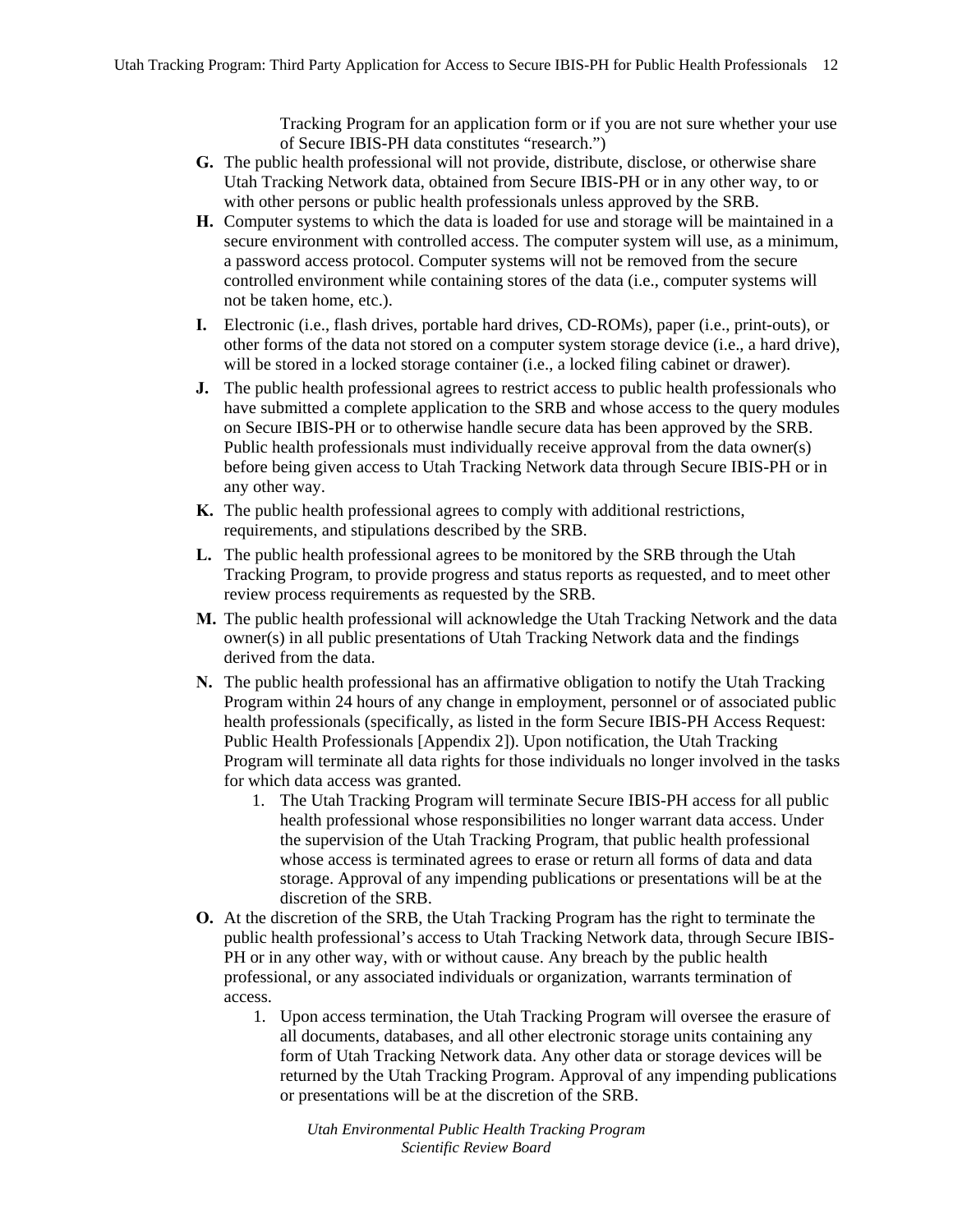Tracking Program for an application form or if you are not sure whether your use of Secure IBIS-PH data constitutes "research.")

**G.** The public health professional will not provide, distribute, disclose, or otherwise share Utah Tracking Network data, obtained from Secure IBIS-PH or in any other way, to or with other persons or public health professionals unless approved by the SRB.

**H.** Computer systems to which the data is loaded for use and storage will be maintained in a secure environment with controlled access. The computer system will use, as a minimum, a password access protocol. Computer systems will not be removed from the secure controlled environment while containing stores of the data (i.e., computer systems will not be taken home, etc.).

**I.** Electronic (i.e., flash drives, portable hard drives, CD-ROMs), paper (i.e., print-outs), or other forms of the data not stored on a computer system storage device (i.e., a hard drive), will be stored in a locked storage container (i.e., a locked filing cabinet or drawer).

**J.** The public health professional agrees to restrict access to public health professionals who have submitted a complete application to the SRB and whose access to the query modules on Secure IBIS-PH or to otherwise handle secure data has been approved by the SRB. Public health professionals must individually receive approval from the data owner(s) before being given access to Utah Tracking Network data through Secure IBIS-PH or in any other way.

**K.** The public health professional agrees to comply with additional restrictions, requirements, and stipulations described by the SRB.

**L.** The public health professional agrees to be monitored by the SRB through the Utah Tracking Program, to provide progress and status reports as requested, and to meet other review process requirements as requested by the SRB.

**M.** The public health professional will acknowledge the Utah Tracking Network and the data owner(s) in all public presentations of Utah Tracking Network data and the findings derived from the data.

**N.** The public health professional has an affirmative obligation to notify the Utah Tracking Program within 24 hours of any change in employment, personnel or of associated public health professionals (specifically, as listed in the form Secure IBIS-PH Access Request: Public Health Professionals [Appendix 2]). Upon notification, the Utah Tracking Program will terminate all data rights for those individuals no longer involved in the tasks for which data access was granted.

1. The Utah Tracking Program will terminate Secure IBIS-PH access for all public health professional whose responsibilities no longer warrant data access. Under the supervision of the Utah Tracking Program, that public health professional whose access is terminated agrees to erase or return all forms of data and data storage. Approval of any impending publications or presentations will be at the discretion of the SRB.

**O.** At the discretion of the SRB, the Utah Tracking Program has the right to terminate the public health professional's access to Utah Tracking Network data, through Secure IBIS-PH or in any other way, with or without cause. Any breach by the public health professional, or any associated individuals or organization, warrants termination of access.

1. Upon access termination, the Utah Tracking Program will oversee the erasure of all documents, databases, and all other electronic storage units containing any form of Utah Tracking Network data. Any other data or storage devices will be returned by the Utah Tracking Program. Approval of any impending publications or presentations will be at the discretion of the SRB.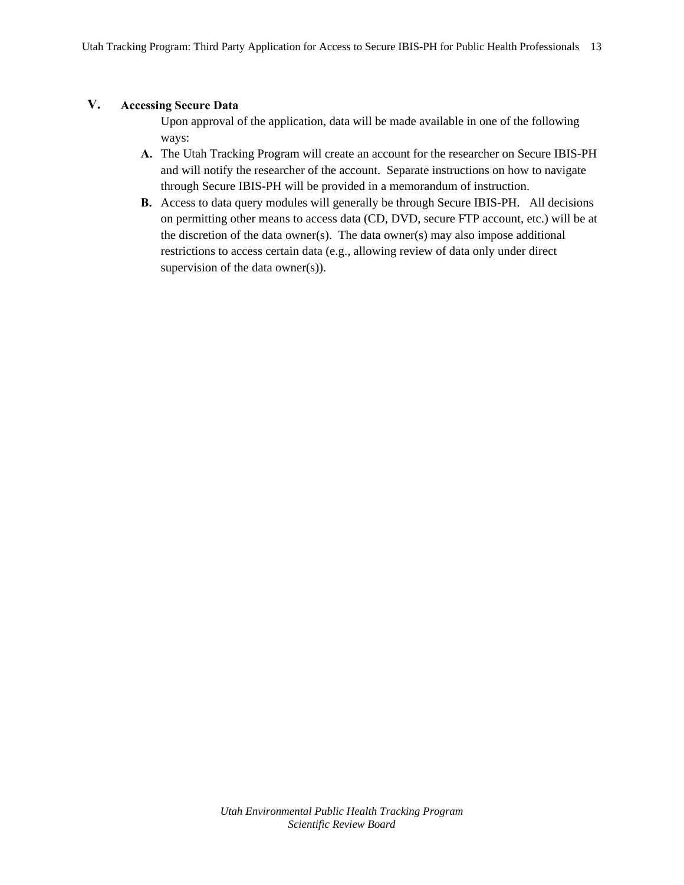## V. Accessing Secure Data

Upon approval of the application, data will be made available in one of the following ways:

**A.** The Utah Tracking Program will create an account for the researcher on Secure IBIS-PH and will notify the researcher of the account. Separate instructions on how to navigate through Secure IBIS-PH will be provided in a memorandum of instruction.

**B.** Access to data query modules will generally be through Secure IBIS-PH. All decisions on permitting other means to access data (CD, DVD, secure FTP account, etc.) will be at the discretion of the data owner(s). The data owner(s) may also impose additional restrictions to access certain data (e.g., allowing review of data only under direct supervision of the data owner(s)).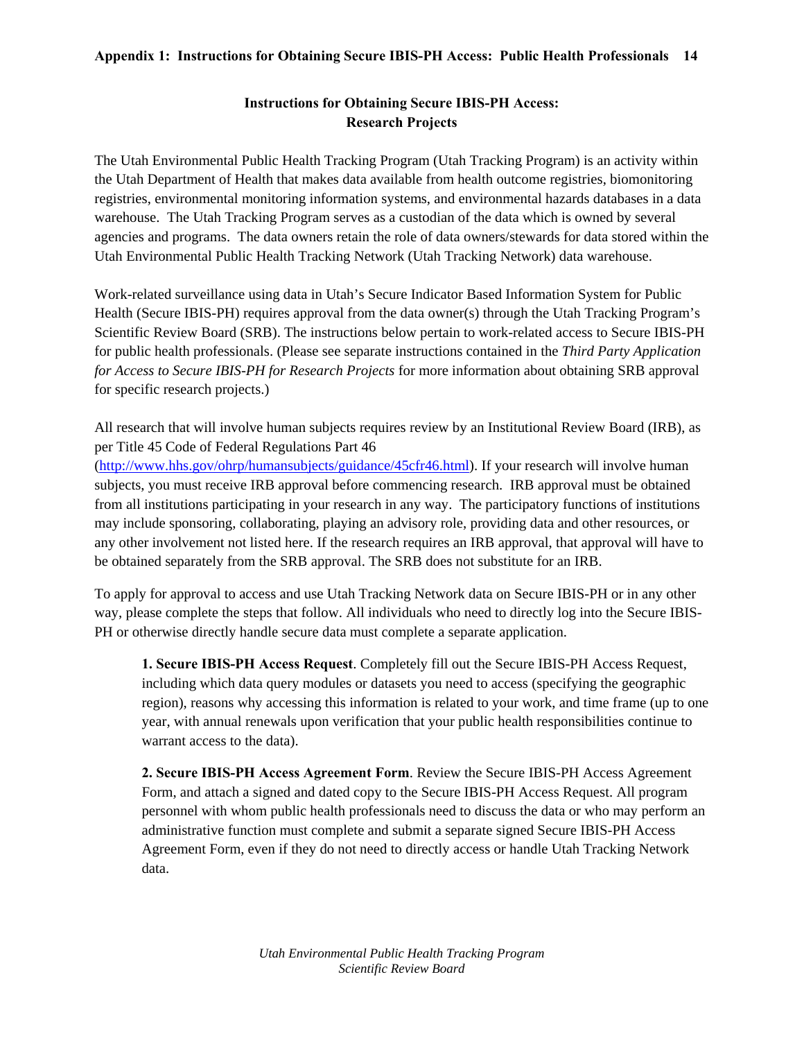## Instructions for Obtaining Secure IBIS-PH Access: Research Projects

The Utah Environmental Public Health Tracking Program (Utah Tracking Program) is an activity within the Utah Department of Health that makes data available from health outcome registries, biomonitoring registries, environmental monitoring information systems, and environmental hazards databases in a data warehouse. The Utah Tracking Program serves as a custodian of the data which is owned by several agencies and programs. The data owners retain the role of data owners/stewards for data stored within the Utah Environmental Public Health Tracking Network (Utah Tracking Network) data warehouse.

Work-related surveillance using data in Utah's Secure Indicator Based Information System for Public Health (Secure IBIS-PH) requires approval from the data owner(s) through the Utah Tracking Program's Scientific Review Board (SRB). The instructions below pertain to work-related access to Secure IBIS-PH for public health professionals. (Please see separate instructions contained in the *Third Party Application for Access to Secure IBIS-PH for Research Projects* for more information about obtaining SRB approval for specific research projects.)

All research that will involve human subjects requires review by an Institutional Review Board (IRB), as per Title 45 Code of Federal Regulations Part 46 (http://www.hhs.gov/ohrp/humansubjects/guidance/45cfr46.html). If your research will involve human subjects, you must receive IRB approval before commencing research. IRB approval must be obtained from all institutions participating in your research in any way. The participatory functions of institutions may include sponsoring, collaborating, playing an advisory role, providing data and other resources, or any other involvement not listed here. If the research requires an IRB approval, that approval will have to be obtained separately from the SRB approval. The SRB does not substitute for an IRB.

To apply for approval to access and use Utah Tracking Network data on Secure IBIS-PH or in any other way, please complete the steps that follow. All individuals who need to directly log into the Secure IBIS-PH or otherwise directly handle secure data must complete a separate application.

**1. Secure IBIS-PH Access Request**. Completely fill out the Secure IBIS-PH Access Request, including which data query modules or datasets you need to access (specifying the geographic region), reasons why accessing this information is related to your work, and time frame (up to one year, with annual renewals upon verification that your public health responsibilities continue to warrant access to the data).

**2. Secure IBIS-PH Access Agreement Form**. Review the Secure IBIS-PH Access Agreement Form, and attach a signed and dated copy to the Secure IBIS-PH Access Request. All program personnel with whom public health professionals need to discuss the data or who may perform an administrative function must complete and submit a separate signed Secure IBIS-PH Access Agreement Form, even if they do not need to directly access or handle Utah Tracking Network data.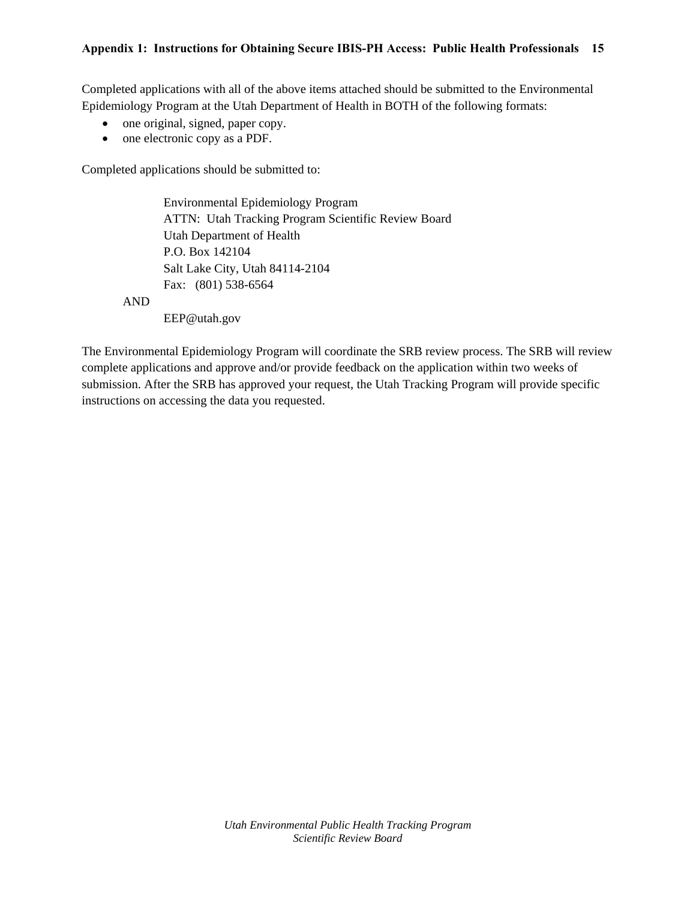Completed applications with all of the above items attached should be submitted to the Environmental Epidemiology Program at the Utah Department of Health in BOTH of the following formats:

- one original, signed, paper copy.
- one electronic copy as a PDF.

Completed applications should be submitted to:

> Environmental Epidemiology Program
> ATTN: Utah Tracking Program Scientific Review Board
> Utah Department of Health
> P.O. Box 142104
> Salt Lake City, Utah 84114-2104
> Fax: (801) 538-6564

AND

> EEP@utah.gov

The Environmental Epidemiology Program will coordinate the SRB review process. The SRB will review complete applications and approve and/or provide feedback on the application within two weeks of submission. After the SRB has approved your request, the Utah Tracking Program will provide specific instructions on accessing the data you requested.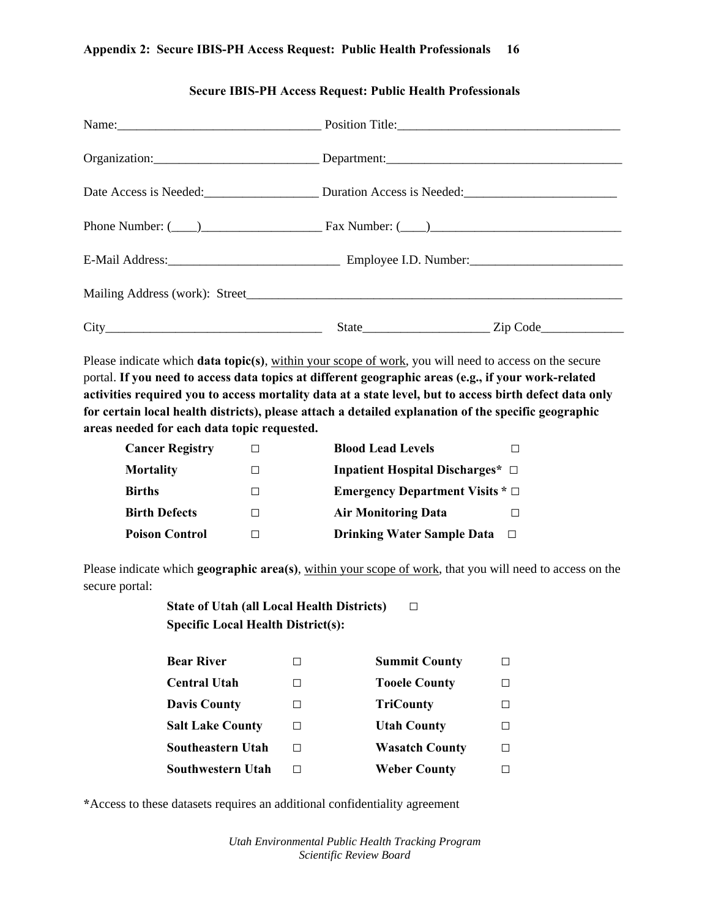# Appendix 2: Secure IBIS-PH Access Request: Public Health Professionals

## Secure IBIS-PH Access Request: Public Health Professionals

Name:________________________________ Position Title:___________________________________

Organization:__________________________ Department:_____________________________________

Date Access is Needed:__________________ Duration Access is Needed:________________________

Phone Number: (____)___________________ Fax Number: (____)______________________________

E-Mail Address:___________________________ Employee I.D. Number:________________________

Mailing Address (work): Street____________________________________________________________

City__________________________________ State____________________ Zip Code_____________

Please indicate which **data topic(s)**, <u>within your scope of work</u>, you will need to access on the secure portal. **If you need to access data topics at different geographic areas (e.g., if your work-related activities required you to access mortality data at a state level, but to access birth defect data only for certain local health districts), please attach a detailed explanation of the specific geographic areas needed for each data topic requested.**

| | | | |
|---|---|---|---|
| **Cancer Registry** | □ | **Blood Lead Levels** | □ |
| **Mortality** | □ | **Inpatient Hospital Discharges*** | □ |
| **Births** | □ | **Emergency Department Visits *** | □ |
| **Birth Defects** | □ | **Air Monitoring Data** | □ |
| **Poison Control** | □ | **Drinking Water Sample Data** | □ |

Please indicate which **geographic area(s)**, <u>within your scope of work</u>, that you will need to access on the secure portal:

**State of Utah (all Local Health Districts)** □

**Specific Local Health District(s):**

| | | | |
|---|---|---|---|
| **Bear River** | □ | **Summit County** | □ |
| **Central Utah** | □ | **Tooele County** | □ |
| **Davis County** | □ | **TriCounty** | □ |
| **Salt Lake County** | □ | **Utah County** | □ |
| **Southeastern Utah** | □ | **Wasatch County** | □ |
| **Southwestern Utah** | □ | **Weber County** | □ |

**\***Access to these datasets requires an additional confidentiality agreement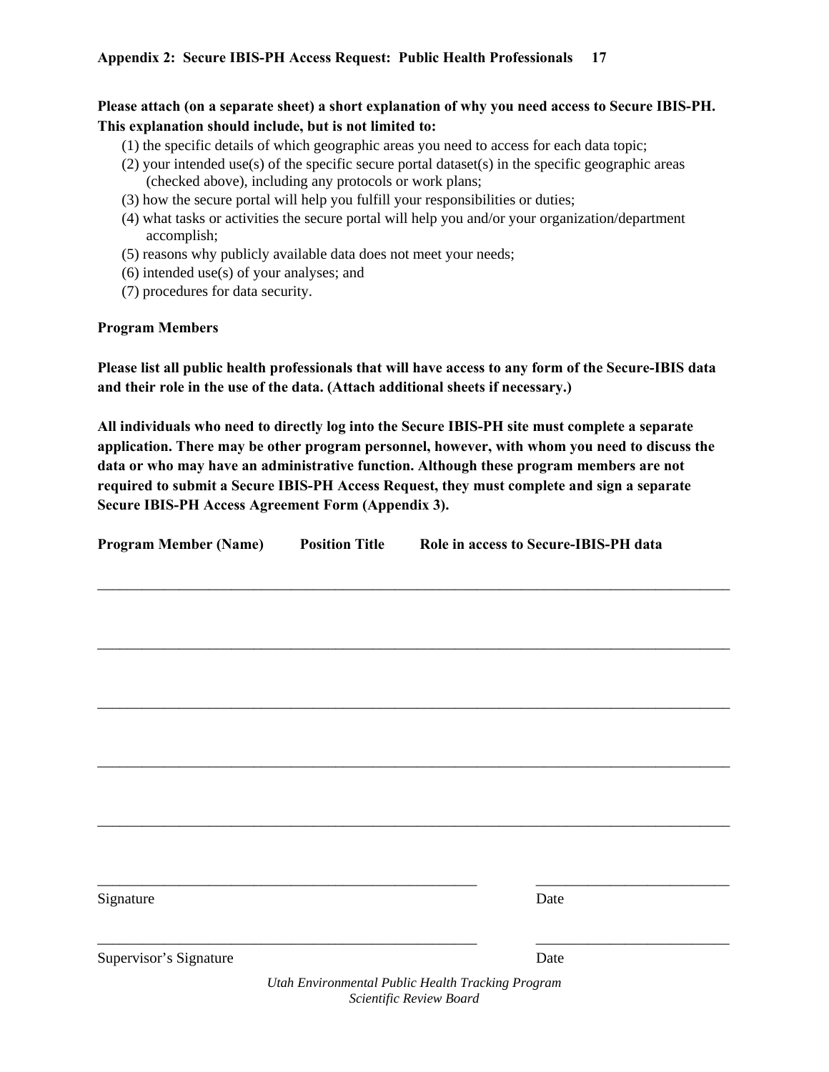**Appendix 2: Secure IBIS-PH Access Request: Public Health Professionals 17**

**Please attach (on a separate sheet) a short explanation of why you need access to Secure IBIS-PH. This explanation should include, but is not limited to:**

(1) the specific details of which geographic areas you need to access for each data topic;
(2) your intended use(s) of the specific secure portal dataset(s) in the specific geographic areas (checked above), including any protocols or work plans;
(3) how the secure portal will help you fulfill your responsibilities or duties;
(4) what tasks or activities the secure portal will help you and/or your organization/department accomplish;
(5) reasons why publicly available data does not meet your needs;
(6) intended use(s) of your analyses; and
(7) procedures for data security.

**Program Members**

**Please list all public health professionals that will have access to any form of the Secure-IBIS data and their role in the use of the data. (Attach additional sheets if necessary.)**

**All individuals who need to directly log into the Secure IBIS-PH site must complete a separate application. There may be other program personnel, however, with whom you need to discuss the data or who may have an administrative function. Although these program members are not required to submit a Secure IBIS-PH Access Request, they must complete and sign a separate Secure IBIS-PH Access Agreement Form (Appendix 3).**

| Program Member (Name) | Position Title | Role in access to Secure-IBIS-PH data |
|---|---|---|
| | | |
| | | |
| | | |
| | | |
| | | |

\_\_\_\_\_\_\_\_\_\_\_\_\_\_\_\_\_\_\_\_\_\_\_\_\_\_\_\_\_\_\_\_\_\_\_\_\_\_\_\_\_\_\_\_ \_\_\_\_\_\_\_\_\_\_\_\_\_\_\_\_\_\_\_\_\_\_
Signature Date

\_\_\_\_\_\_\_\_\_\_\_\_\_\_\_\_\_\_\_\_\_\_\_\_\_\_\_\_\_\_\_\_\_\_\_\_\_\_\_\_\_\_\_\_ \_\_\_\_\_\_\_\_\_\_\_\_\_\_\_\_\_\_\_\_\_\_
Supervisor's Signature Date

*Utah Environmental Public Health Tracking Program*
*Scientific Review Board*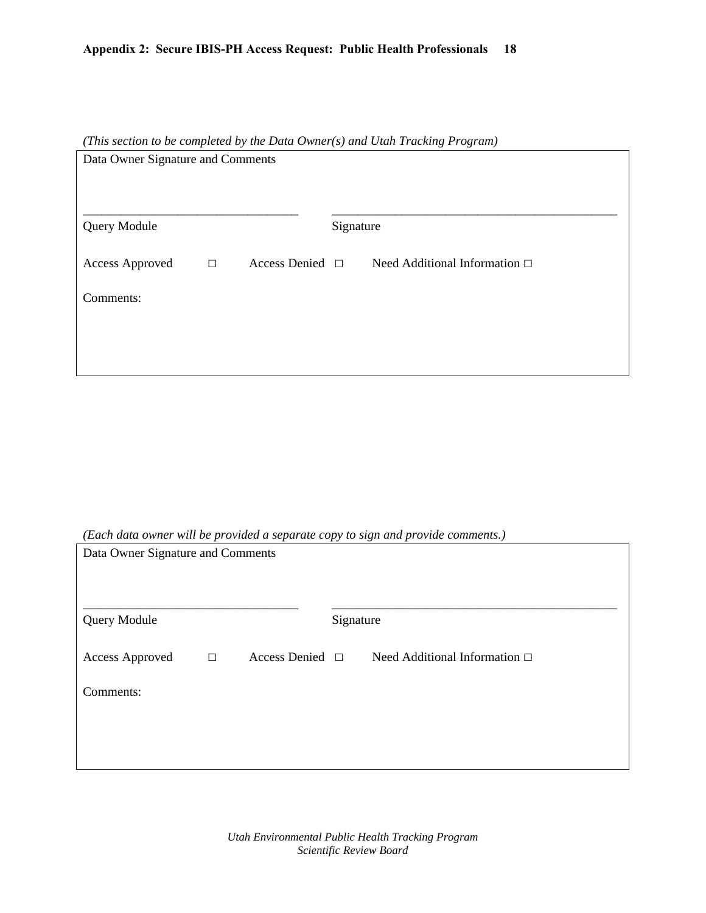*(This section to be completed by the Data Owner(s) and Utah Tracking Program)*

Data Owner Signature and Comments

\_\_\_\_\_\_\_\_\_\_\_\_\_\_\_\_\_\_\_\_\_\_\_\_\_\_\_\_\_\_\_\_\_\_\_ \_\_\_\_\_\_\_\_\_\_\_\_\_\_\_\_\_\_\_\_\_\_\_\_\_\_\_\_\_\_\_\_\_\_\_\_\_\_\_\_\_\_\_\_\_\_

Query Module Signature

Access Approved □ Access Denied □ Need Additional Information □

Comments:

*(Each data owner will be provided a separate copy to sign and provide comments.)*

Data Owner Signature and Comments

\_\_\_\_\_\_\_\_\_\_\_\_\_\_\_\_\_\_\_\_\_\_\_\_\_\_\_\_\_\_\_\_\_\_\_ \_\_\_\_\_\_\_\_\_\_\_\_\_\_\_\_\_\_\_\_\_\_\_\_\_\_\_\_\_\_\_\_\_\_\_\_\_\_\_\_\_\_\_\_\_\_

Query Module Signature

Access Approved □ Access Denied □ Need Additional Information □

Comments: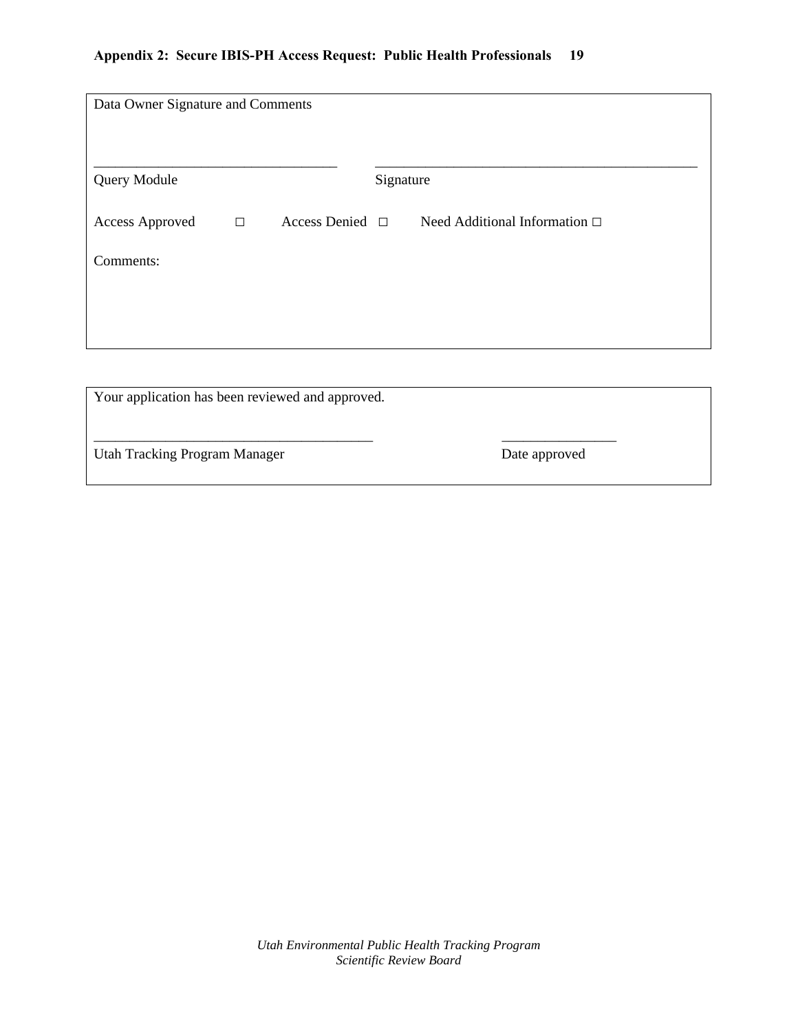Data Owner Signature and Comments

___________________________________ _______________________________________________

Query Module Signature

Access Approved □ Access Denied □ Need Additional Information □

Comments:

Your application has been reviewed and approved.

________________________________________ ________________

Utah Tracking Program Manager Date approved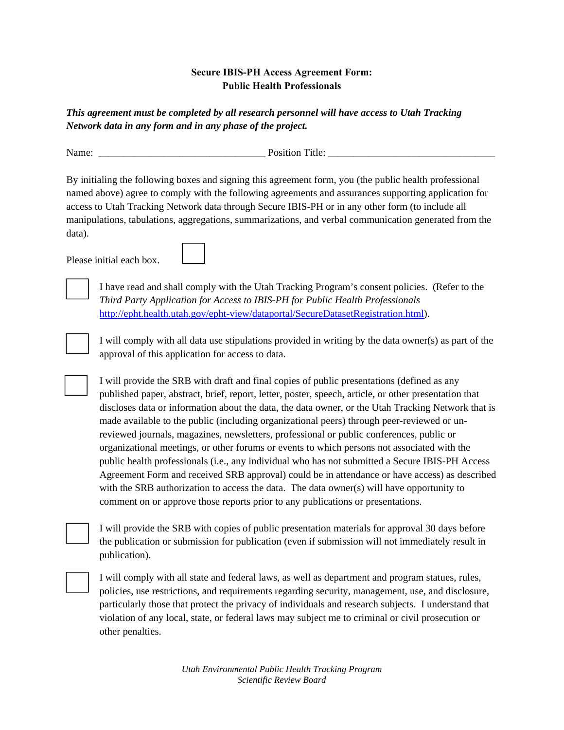**Secure IBIS-PH Access Agreement Form:**
**Public Health Professionals**

***This agreement must be completed by all research personnel will have access to Utah Tracking Network data in any form and in any phase of the project.***

Name: ________________________________ Position Title: ________________________________

By initialing the following boxes and signing this agreement form, you (the public health professional named above) agree to comply with the following agreements and assurances supporting application for access to Utah Tracking Network data through Secure IBIS-PH or in any other form (to include all manipulations, tabulations, aggregations, summarizations, and verbal communication generated from the data).

Please initial each box. ☐

☐ I have read and shall comply with the Utah Tracking Program's consent policies. (Refer to the *Third Party Application for Access to IBIS-PH for Public Health Professionals* http://epht.health.utah.gov/epht-view/dataportal/SecureDatasetRegistration.html).

☐ I will comply with all data use stipulations provided in writing by the data owner(s) as part of the approval of this application for access to data.

☐ I will provide the SRB with draft and final copies of public presentations (defined as any published paper, abstract, brief, report, letter, poster, speech, article, or other presentation that discloses data or information about the data, the data owner, or the Utah Tracking Network that is made available to the public (including organizational peers) through peer-reviewed or un-reviewed journals, magazines, newsletters, professional or public conferences, public or organizational meetings, or other forums or events to which persons not associated with the public health professionals (i.e., any individual who has not submitted a Secure IBIS-PH Access Agreement Form and received SRB approval) could be in attendance or have access) as described with the SRB authorization to access the data. The data owner(s) will have opportunity to comment on or approve those reports prior to any publications or presentations.

☐ I will provide the SRB with copies of public presentation materials for approval 30 days before the publication or submission for publication (even if submission will not immediately result in publication).

☐ I will comply with all state and federal laws, as well as department and program statues, rules, policies, use restrictions, and requirements regarding security, management, use, and disclosure, particularly those that protect the privacy of individuals and research subjects. I understand that violation of any local, state, or federal laws may subject me to criminal or civil prosecution or other penalties.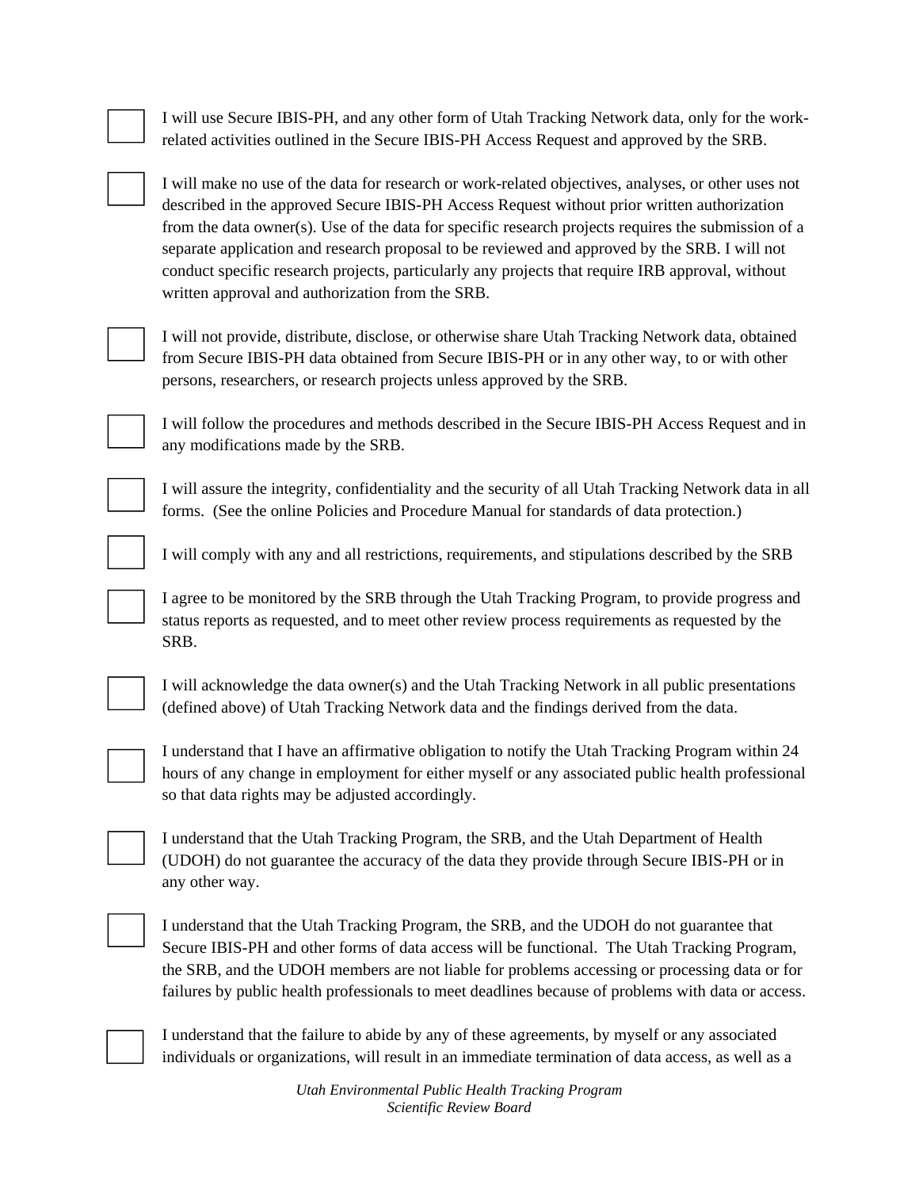- [ ] I will use Secure IBIS-PH, and any other form of Utah Tracking Network data, only for the work-related activities outlined in the Secure IBIS-PH Access Request and approved by the SRB.

- [ ] I will make no use of the data for research or work-related objectives, analyses, or other uses not described in the approved Secure IBIS-PH Access Request without prior written authorization from the data owner(s). Use of the data for specific research projects requires the submission of a separate application and research proposal to be reviewed and approved by the SRB. I will not conduct specific research projects, particularly any projects that require IRB approval, without written approval and authorization from the SRB.

- [ ] I will not provide, distribute, disclose, or otherwise share Utah Tracking Network data, obtained from Secure IBIS-PH data obtained from Secure IBIS-PH or in any other way, to or with other persons, researchers, or research projects unless approved by the SRB.

- [ ] I will follow the procedures and methods described in the Secure IBIS-PH Access Request and in any modifications made by the SRB.

- [ ] I will assure the integrity, confidentiality and the security of all Utah Tracking Network data in all forms. (See the online Policies and Procedure Manual for standards of data protection.)

- [ ] I will comply with any and all restrictions, requirements, and stipulations described by the SRB

- [ ] I agree to be monitored by the SRB through the Utah Tracking Program, to provide progress and status reports as requested, and to meet other review process requirements as requested by the SRB.

- [ ] I will acknowledge the data owner(s) and the Utah Tracking Network in all public presentations (defined above) of Utah Tracking Network data and the findings derived from the data.

- [ ] I understand that I have an affirmative obligation to notify the Utah Tracking Program within 24 hours of any change in employment for either myself or any associated public health professional so that data rights may be adjusted accordingly.

- [ ] I understand that the Utah Tracking Program, the SRB, and the Utah Department of Health (UDOH) do not guarantee the accuracy of the data they provide through Secure IBIS-PH or in any other way.

- [ ] I understand that the Utah Tracking Program, the SRB, and the UDOH do not guarantee that Secure IBIS-PH and other forms of data access will be functional. The Utah Tracking Program, the SRB, and the UDOH members are not liable for problems accessing or processing data or for failures by public health professionals to meet deadlines because of problems with data or access.

- [ ] I understand that the failure to abide by any of these agreements, by myself or any associated individuals or organizations, will result in an immediate termination of data access, as well as a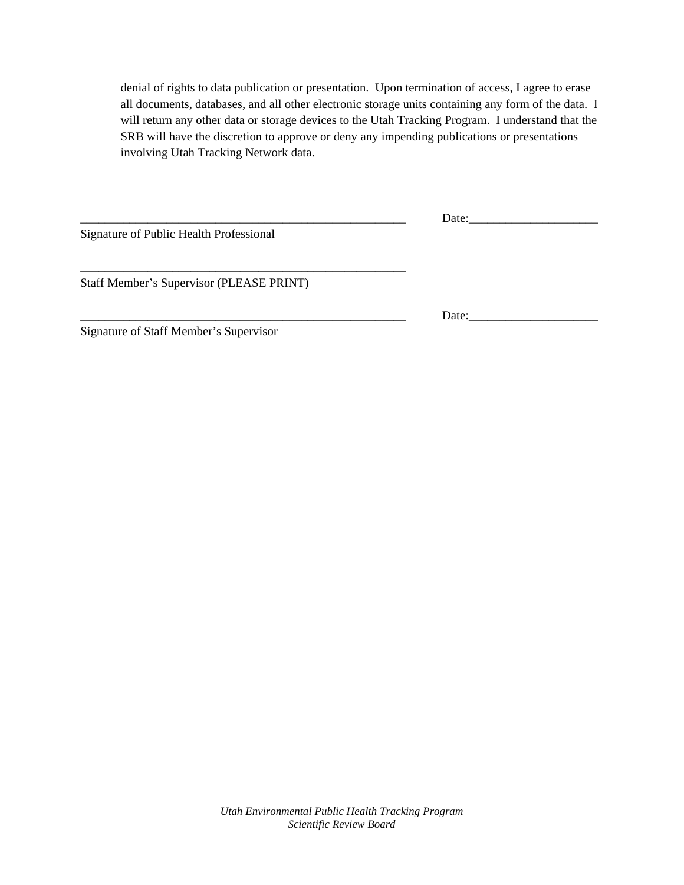denial of rights to data publication or presentation. Upon termination of access, I agree to erase all documents, databases, and all other electronic storage units containing any form of the data. I will return any other data or storage devices to the Utah Tracking Program. I understand that the SRB will have the discretion to approve or deny any impending publications or presentations involving Utah Tracking Network data.

\_\_\_\_\_\_\_\_\_\_\_\_\_\_\_\_\_\_\_\_\_\_\_\_\_\_\_\_\_\_\_\_\_\_\_\_\_\_\_\_\_\_\_\_\_\_\_\_\_\_\_\_\_\_ Date:\_\_\_\_\_\_\_\_\_\_\_\_\_\_\_\_\_\_\_\_\_

Signature of Public Health Professional

\_\_\_\_\_\_\_\_\_\_\_\_\_\_\_\_\_\_\_\_\_\_\_\_\_\_\_\_\_\_\_\_\_\_\_\_\_\_\_\_\_\_\_\_\_\_\_\_\_\_\_\_\_\_

Staff Member's Supervisor (PLEASE PRINT)

\_\_\_\_\_\_\_\_\_\_\_\_\_\_\_\_\_\_\_\_\_\_\_\_\_\_\_\_\_\_\_\_\_\_\_\_\_\_\_\_\_\_\_\_\_\_\_\_\_\_\_\_\_\_ Date:\_\_\_\_\_\_\_\_\_\_\_\_\_\_\_\_\_\_\_\_\_

Signature of Staff Member's Supervisor